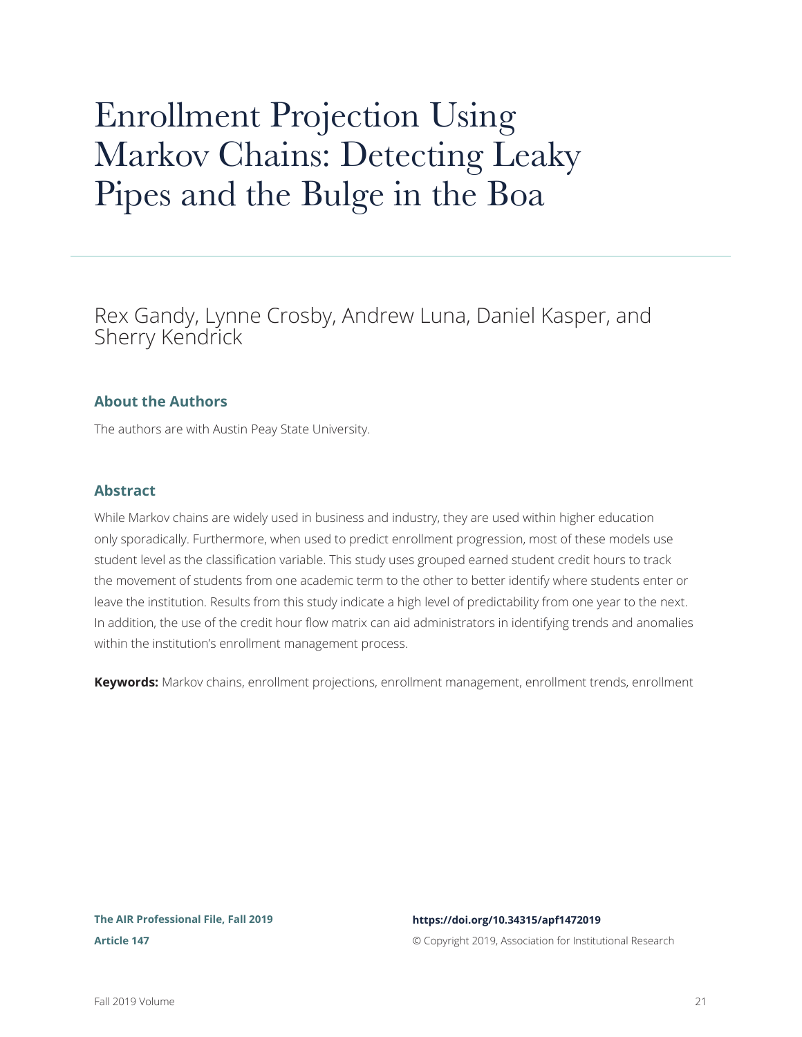# Enrollment Projection Using Markov Chains: Detecting Leaky Pipes and the Bulge in the Boa

Rex Gandy, Lynne Crosby, Andrew Luna, Daniel Kasper, and Sherry Kendrick

### About the Authors

The authors are with Austin Peay State University.

### Abstract

While Markov chains are widely used in business and industry, they are used within higher education only sporadically. Furthermore, when used to predict enrollment progression, most of these models use student level as the classification variable. This study uses grouped earned student credit hours to track the movement of students from one academic term to the other to better identify where students enter or leave the institution. Results from this study indicate a high level of predictability from one year to the next. In addition, the use of the credit hour flow matrix can aid administrators in identifying trends and anomalies within the institution's enrollment management process.

**Keywords:** Markov chains, enrollment projections, enrollment management, enrollment trends, enrollment

**The AIR Professional File, Fall 2019**
**Article 147**

**https://doi.org/10.34315/apf1472019**
© Copyright 2019, Association for Institutional Research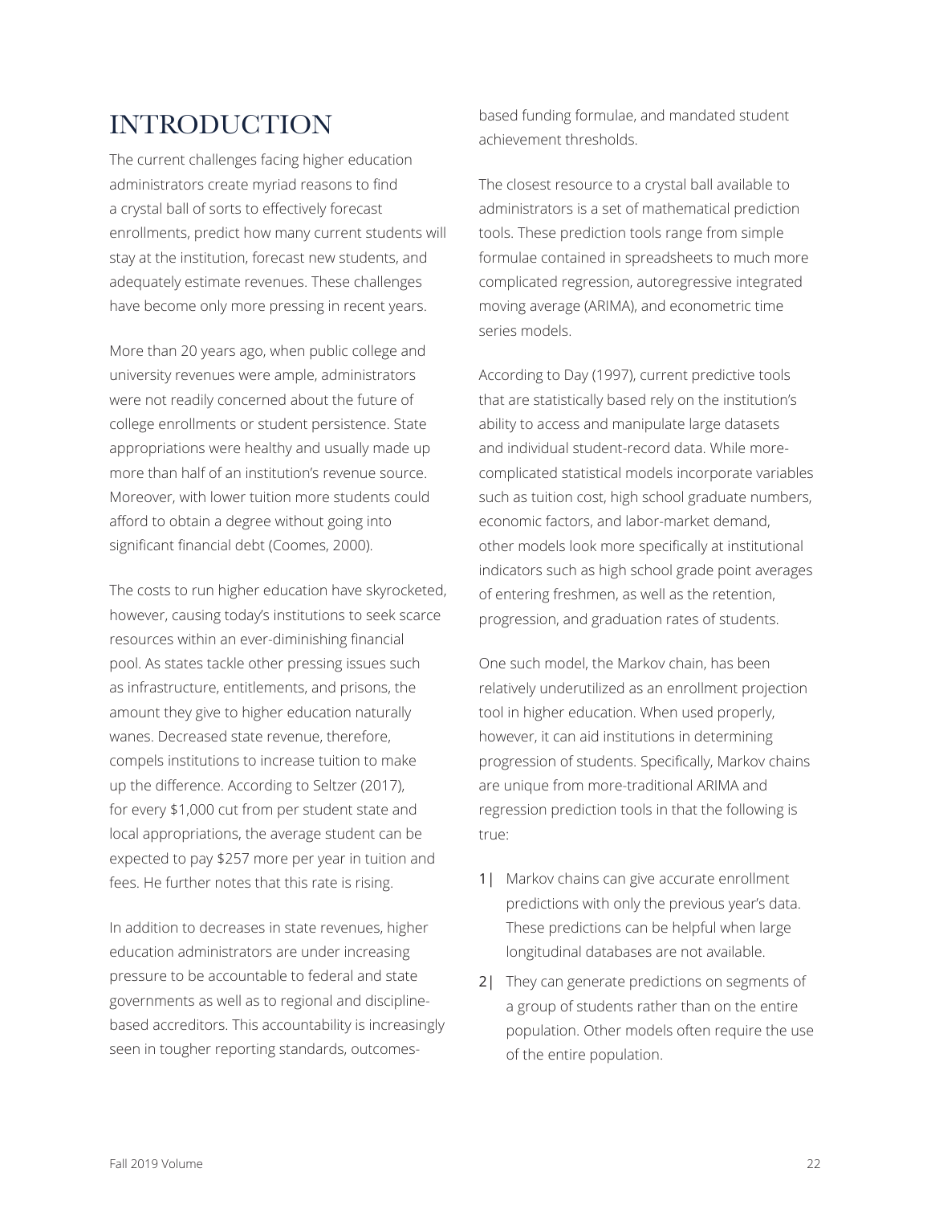# INTRODUCTION

The current challenges facing higher education administrators create myriad reasons to find a crystal ball of sorts to effectively forecast enrollments, predict how many current students will stay at the institution, forecast new students, and adequately estimate revenues. These challenges have become only more pressing in recent years.

More than 20 years ago, when public college and university revenues were ample, administrators were not readily concerned about the future of college enrollments or student persistence. State appropriations were healthy and usually made up more than half of an institution's revenue source. Moreover, with lower tuition more students could afford to obtain a degree without going into significant financial debt (Coomes, 2000).

The costs to run higher education have skyrocketed, however, causing today's institutions to seek scarce resources within an ever-diminishing financial pool. As states tackle other pressing issues such as infrastructure, entitlements, and prisons, the amount they give to higher education naturally wanes. Decreased state revenue, therefore, compels institutions to increase tuition to make up the difference. According to Seltzer (2017), for every $1,000 cut from per student state and local appropriations, the average student can be expected to pay $257 more per year in tuition and fees. He further notes that this rate is rising.

In addition to decreases in state revenues, higher education administrators are under increasing pressure to be accountable to federal and state governments as well as to regional and discipline-based accreditors. This accountability is increasingly seen in tougher reporting standards, outcomes-based funding formulae, and mandated student achievement thresholds.

The closest resource to a crystal ball available to administrators is a set of mathematical prediction tools. These prediction tools range from simple formulae contained in spreadsheets to much more complicated regression, autoregressive integrated moving average (ARIMA), and econometric time series models.

According to Day (1997), current predictive tools that are statistically based rely on the institution's ability to access and manipulate large datasets and individual student-record data. While more-complicated statistical models incorporate variables such as tuition cost, high school graduate numbers, economic factors, and labor-market demand, other models look more specifically at institutional indicators such as high school grade point averages of entering freshmen, as well as the retention, progression, and graduation rates of students.

One such model, the Markov chain, has been relatively underutilized as an enrollment projection tool in higher education. When used properly, however, it can aid institutions in determining progression of students. Specifically, Markov chains are unique from more-traditional ARIMA and regression prediction tools in that the following is true:

1| Markov chains can give accurate enrollment predictions with only the previous year's data. These predictions can be helpful when large longitudinal databases are not available.

2| They can generate predictions on segments of a group of students rather than on the entire population. Other models often require the use of the entire population.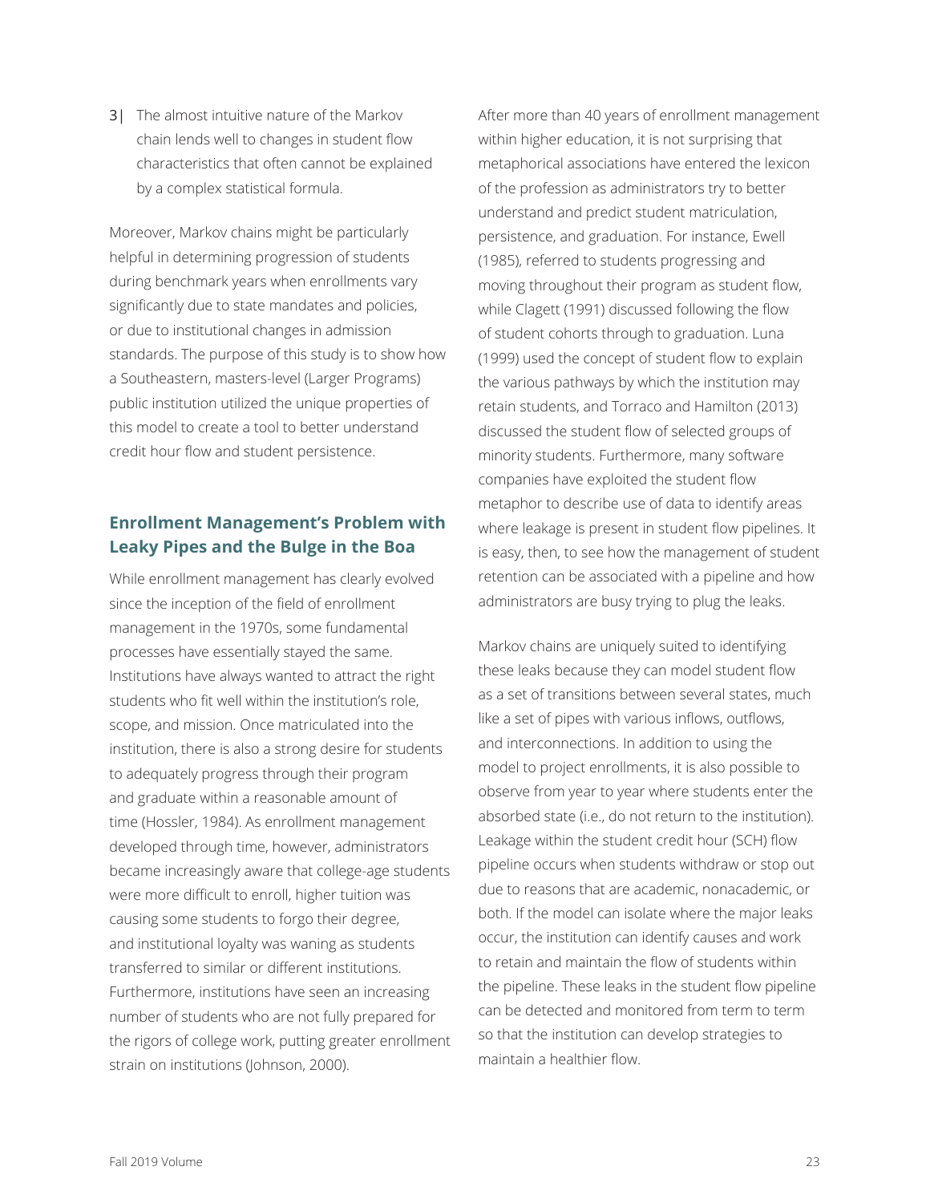3| The almost intuitive nature of the Markov chain lends well to changes in student flow characteristics that often cannot be explained by a complex statistical formula.

Moreover, Markov chains might be particularly helpful in determining progression of students during benchmark years when enrollments vary significantly due to state mandates and policies, or due to institutional changes in admission standards. The purpose of this study is to show how a Southeastern, masters-level (Larger Programs) public institution utilized the unique properties of this model to create a tool to better understand credit hour flow and student persistence.

## Enrollment Management's Problem with Leaky Pipes and the Bulge in the Boa

While enrollment management has clearly evolved since the inception of the field of enrollment management in the 1970s, some fundamental processes have essentially stayed the same. Institutions have always wanted to attract the right students who fit well within the institution's role, scope, and mission. Once matriculated into the institution, there is also a strong desire for students to adequately progress through their program and graduate within a reasonable amount of time (Hossler, 1984). As enrollment management developed through time, however, administrators became increasingly aware that college-age students were more difficult to enroll, higher tuition was causing some students to forgo their degree, and institutional loyalty was waning as students transferred to similar or different institutions. Furthermore, institutions have seen an increasing number of students who are not fully prepared for the rigors of college work, putting greater enrollment strain on institutions (Johnson, 2000).

After more than 40 years of enrollment management within higher education, it is not surprising that metaphorical associations have entered the lexicon of the profession as administrators try to better understand and predict student matriculation, persistence, and graduation. For instance, Ewell (1985), referred to students progressing and moving throughout their program as student flow, while Clagett (1991) discussed following the flow of student cohorts through to graduation. Luna (1999) used the concept of student flow to explain the various pathways by which the institution may retain students, and Torraco and Hamilton (2013) discussed the student flow of selected groups of minority students. Furthermore, many software companies have exploited the student flow metaphor to describe use of data to identify areas where leakage is present in student flow pipelines. It is easy, then, to see how the management of student retention can be associated with a pipeline and how administrators are busy trying to plug the leaks.

Markov chains are uniquely suited to identifying these leaks because they can model student flow as a set of transitions between several states, much like a set of pipes with various inflows, outflows, and interconnections. In addition to using the model to project enrollments, it is also possible to observe from year to year where students enter the absorbed state (i.e., do not return to the institution). Leakage within the student credit hour (SCH) flow pipeline occurs when students withdraw or stop out due to reasons that are academic, nonacademic, or both. If the model can isolate where the major leaks occur, the institution can identify causes and work to retain and maintain the flow of students within the pipeline. These leaks in the student flow pipeline can be detected and monitored from term to term so that the institution can develop strategies to maintain a healthier flow.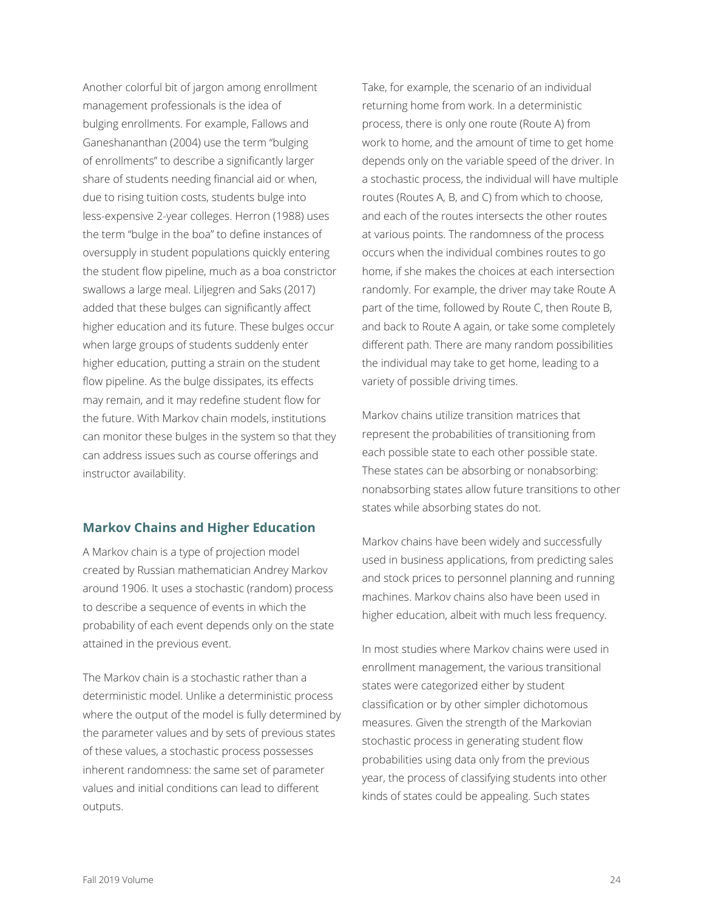Another colorful bit of jargon among enrollment management professionals is the idea of bulging enrollments. For example, Fallows and Ganeshananthan (2004) use the term "bulging of enrollments" to describe a significantly larger share of students needing financial aid or when, due to rising tuition costs, students bulge into less-expensive 2-year colleges. Herron (1988) uses the term "bulge in the boa" to define instances of oversupply in student populations quickly entering the student flow pipeline, much as a boa constrictor swallows a large meal. Liljegren and Saks (2017) added that these bulges can significantly affect higher education and its future. These bulges occur when large groups of students suddenly enter higher education, putting a strain on the student flow pipeline. As the bulge dissipates, its effects may remain, and it may redefine student flow for the future. With Markov chain models, institutions can monitor these bulges in the system so that they can address issues such as course offerings and instructor availability.

## Markov Chains and Higher Education

A Markov chain is a type of projection model created by Russian mathematician Andrey Markov around 1906. It uses a stochastic (random) process to describe a sequence of events in which the probability of each event depends only on the state attained in the previous event.

The Markov chain is a stochastic rather than a deterministic model. Unlike a deterministic process where the output of the model is fully determined by the parameter values and by sets of previous states of these values, a stochastic process possesses inherent randomness: the same set of parameter values and initial conditions can lead to different outputs.

Take, for example, the scenario of an individual returning home from work. In a deterministic process, there is only one route (Route A) from work to home, and the amount of time to get home depends only on the variable speed of the driver. In a stochastic process, the individual will have multiple routes (Routes A, B, and C) from which to choose, and each of the routes intersects the other routes at various points. The randomness of the process occurs when the individual combines routes to go home, if she makes the choices at each intersection randomly. For example, the driver may take Route A part of the time, followed by Route C, then Route B, and back to Route A again, or take some completely different path. There are many random possibilities the individual may take to get home, leading to a variety of possible driving times.

Markov chains utilize transition matrices that represent the probabilities of transitioning from each possible state to each other possible state. These states can be absorbing or nonabsorbing: nonabsorbing states allow future transitions to other states while absorbing states do not.

Markov chains have been widely and successfully used in business applications, from predicting sales and stock prices to personnel planning and running machines. Markov chains also have been used in higher education, albeit with much less frequency.

In most studies where Markov chains were used in enrollment management, the various transitional states were categorized either by student classification or by other simpler dichotomous measures. Given the strength of the Markovian stochastic process in generating student flow probabilities using data only from the previous year, the process of classifying students into other kinds of states could be appealing. Such states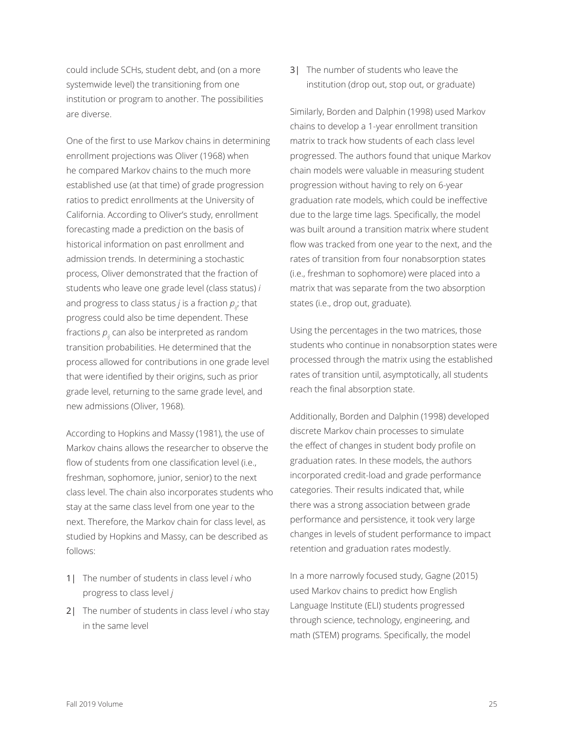could include SCHs, student debt, and (on a more systemwide level) the transitioning from one institution or program to another. The possibilities are diverse.

One of the first to use Markov chains in determining enrollment projections was Oliver (1968) when he compared Markov chains to the much more established use (at that time) of grade progression ratios to predict enrollments at the University of California. According to Oliver's study, enrollment forecasting made a prediction on the basis of historical information on past enrollment and admission trends. In determining a stochastic process, Oliver demonstrated that the fraction of students who leave one grade level (class status) *i* and progress to class status *j* is a fraction $p_{ij}$; that progress could also be time dependent. These fractions $p_{ij}$ can also be interpreted as random transition probabilities. He determined that the process allowed for contributions in one grade level that were identified by their origins, such as prior grade level, returning to the same grade level, and new admissions (Oliver, 1968).

According to Hopkins and Massy (1981), the use of Markov chains allows the researcher to observe the flow of students from one classification level (i.e., freshman, sophomore, junior, senior) to the next class level. The chain also incorporates students who stay at the same class level from one year to the next. Therefore, the Markov chain for class level, as studied by Hopkins and Massy, can be described as follows:

1| The number of students in class level *i* who progress to class level *j*

2| The number of students in class level *i* who stay in the same level

3| The number of students who leave the institution (drop out, stop out, or graduate)

Similarly, Borden and Dalphin (1998) used Markov chains to develop a 1-year enrollment transition matrix to track how students of each class level progressed. The authors found that unique Markov chain models were valuable in measuring student progression without having to rely on 6-year graduation rate models, which could be ineffective due to the large time lags. Specifically, the model was built around a transition matrix where student flow was tracked from one year to the next, and the rates of transition from four nonabsorption states (i.e., freshman to sophomore) were placed into a matrix that was separate from the two absorption states (i.e., drop out, graduate).

Using the percentages in the two matrices, those students who continue in nonabsorption states were processed through the matrix using the established rates of transition until, asymptotically, all students reach the final absorption state.

Additionally, Borden and Dalphin (1998) developed discrete Markov chain processes to simulate the effect of changes in student body profile on graduation rates. In these models, the authors incorporated credit-load and grade performance categories. Their results indicated that, while there was a strong association between grade performance and persistence, it took very large changes in levels of student performance to impact retention and graduation rates modestly.

In a more narrowly focused study, Gagne (2015) used Markov chains to predict how English Language Institute (ELI) students progressed through science, technology, engineering, and math (STEM) programs. Specifically, the model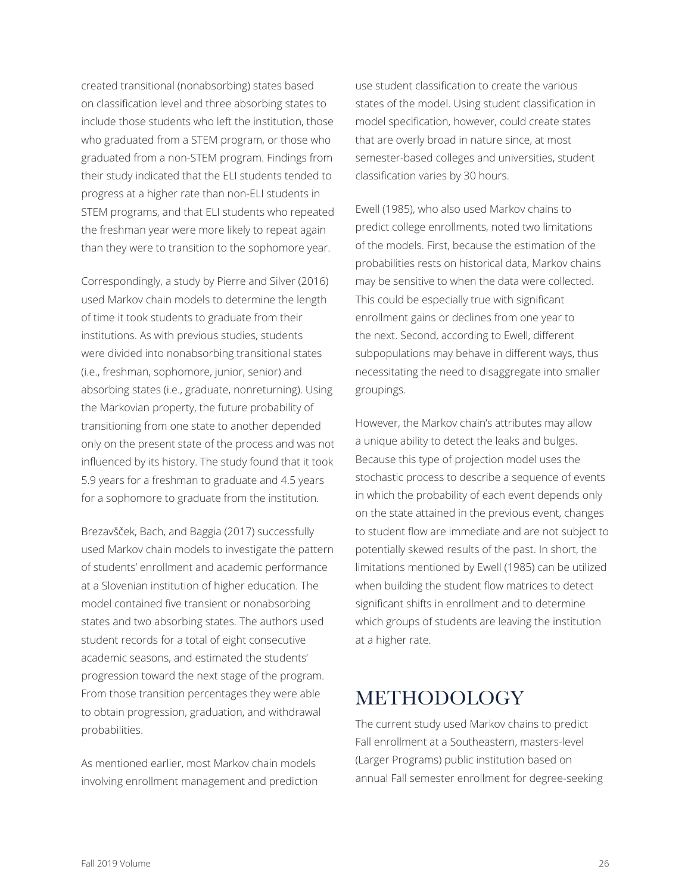created transitional (nonabsorbing) states based on classification level and three absorbing states to include those students who left the institution, those who graduated from a STEM program, or those who graduated from a non-STEM program. Findings from their study indicated that the ELI students tended to progress at a higher rate than non-ELI students in STEM programs, and that ELI students who repeated the freshman year were more likely to repeat again than they were to transition to the sophomore year.

Correspondingly, a study by Pierre and Silver (2016) used Markov chain models to determine the length of time it took students to graduate from their institutions. As with previous studies, students were divided into nonabsorbing transitional states (i.e., freshman, sophomore, junior, senior) and absorbing states (i.e., graduate, nonreturning). Using the Markovian property, the future probability of transitioning from one state to another depended only on the present state of the process and was not influenced by its history. The study found that it took 5.9 years for a freshman to graduate and 4.5 years for a sophomore to graduate from the institution.

Brezavšček, Bach, and Baggia (2017) successfully used Markov chain models to investigate the pattern of students' enrollment and academic performance at a Slovenian institution of higher education. The model contained five transient or nonabsorbing states and two absorbing states. The authors used student records for a total of eight consecutive academic seasons, and estimated the students' progression toward the next stage of the program. From those transition percentages they were able to obtain progression, graduation, and withdrawal probabilities.

As mentioned earlier, most Markov chain models involving enrollment management and prediction use student classification to create the various states of the model. Using student classification in model specification, however, could create states that are overly broad in nature since, at most semester-based colleges and universities, student classification varies by 30 hours.

Ewell (1985), who also used Markov chains to predict college enrollments, noted two limitations of the models. First, because the estimation of the probabilities rests on historical data, Markov chains may be sensitive to when the data were collected. This could be especially true with significant enrollment gains or declines from one year to the next. Second, according to Ewell, different subpopulations may behave in different ways, thus necessitating the need to disaggregate into smaller groupings.

However, the Markov chain's attributes may allow a unique ability to detect the leaks and bulges. Because this type of projection model uses the stochastic process to describe a sequence of events in which the probability of each event depends only on the state attained in the previous event, changes to student flow are immediate and are not subject to potentially skewed results of the past. In short, the limitations mentioned by Ewell (1985) can be utilized when building the student flow matrices to detect significant shifts in enrollment and to determine which groups of students are leaving the institution at a higher rate.

# METHODOLOGY

The current study used Markov chains to predict Fall enrollment at a Southeastern, masters-level (Larger Programs) public institution based on annual Fall semester enrollment for degree-seeking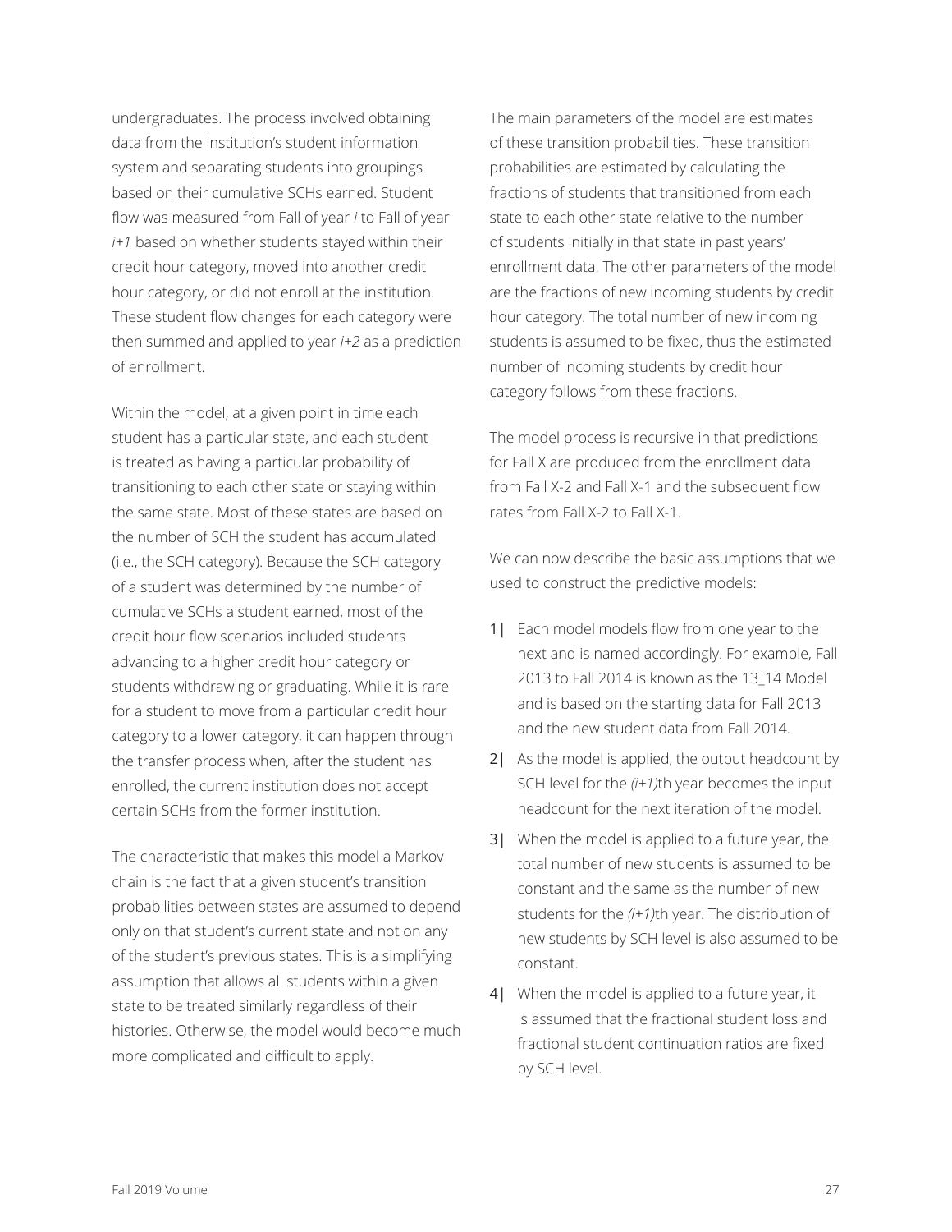undergraduates. The process involved obtaining data from the institution's student information system and separating students into groupings based on their cumulative SCHs earned. Student flow was measured from Fall of year *i* to Fall of year *i+1* based on whether students stayed within their credit hour category, moved into another credit hour category, or did not enroll at the institution. These student flow changes for each category were then summed and applied to year *i+2* as a prediction of enrollment.

Within the model, at a given point in time each student has a particular state, and each student is treated as having a particular probability of transitioning to each other state or staying within the same state. Most of these states are based on the number of SCH the student has accumulated (i.e., the SCH category). Because the SCH category of a student was determined by the number of cumulative SCHs a student earned, most of the credit hour flow scenarios included students advancing to a higher credit hour category or students withdrawing or graduating. While it is rare for a student to move from a particular credit hour category to a lower category, it can happen through the transfer process when, after the student has enrolled, the current institution does not accept certain SCHs from the former institution.

The characteristic that makes this model a Markov chain is the fact that a given student's transition probabilities between states are assumed to depend only on that student's current state and not on any of the student's previous states. This is a simplifying assumption that allows all students within a given state to be treated similarly regardless of their histories. Otherwise, the model would become much more complicated and difficult to apply.

The main parameters of the model are estimates of these transition probabilities. These transition probabilities are estimated by calculating the fractions of students that transitioned from each state to each other state relative to the number of students initially in that state in past years' enrollment data. The other parameters of the model are the fractions of new incoming students by credit hour category. The total number of new incoming students is assumed to be fixed, thus the estimated number of incoming students by credit hour category follows from these fractions.

The model process is recursive in that predictions for Fall X are produced from the enrollment data from Fall X-2 and Fall X-1 and the subsequent flow rates from Fall X-2 to Fall X-1.

We can now describe the basic assumptions that we used to construct the predictive models:

1| Each model models flow from one year to the next and is named accordingly. For example, Fall 2013 to Fall 2014 is known as the 13_14 Model and is based on the starting data for Fall 2013 and the new student data from Fall 2014.

2| As the model is applied, the output headcount by SCH level for the *(i+1)*th year becomes the input headcount for the next iteration of the model.

3| When the model is applied to a future year, the total number of new students is assumed to be constant and the same as the number of new students for the *(i+1)*th year. The distribution of new students by SCH level is also assumed to be constant.

4| When the model is applied to a future year, it is assumed that the fractional student loss and fractional student continuation ratios are fixed by SCH level.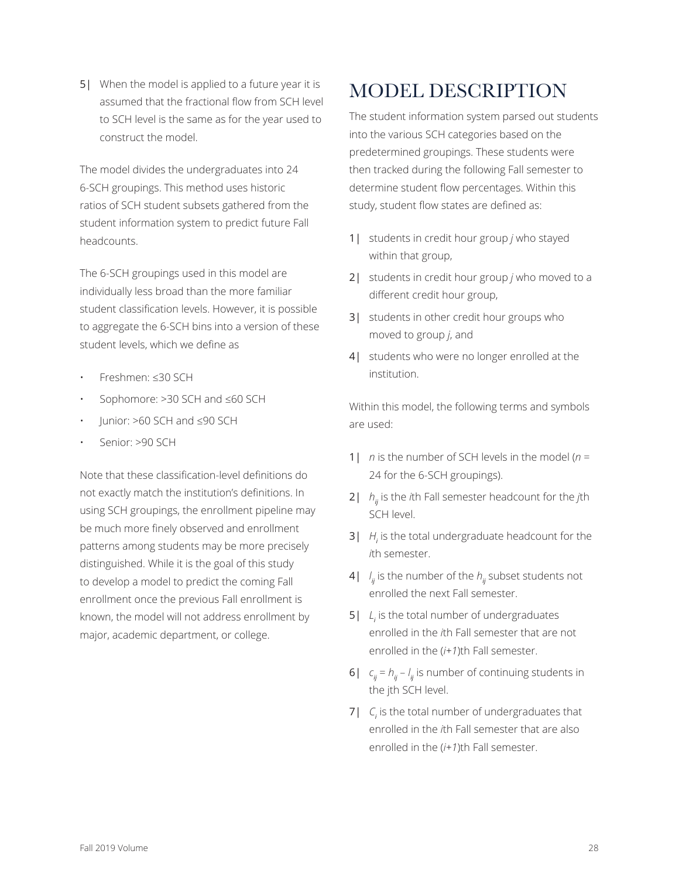5| When the model is applied to a future year it is assumed that the fractional flow from SCH level to SCH level is the same as for the year used to construct the model.

The model divides the undergraduates into 24 6-SCH groupings. This method uses historic ratios of SCH student subsets gathered from the student information system to predict future Fall headcounts.

The 6-SCH groupings used in this model are individually less broad than the more familiar student classification levels. However, it is possible to aggregate the 6-SCH bins into a version of these student levels, which we define as

- Freshmen: ≤30 SCH
- Sophomore: >30 SCH and ≤60 SCH
- Junior: >60 SCH and ≤90 SCH
- Senior: >90 SCH

Note that these classification-level definitions do not exactly match the institution's definitions. In using SCH groupings, the enrollment pipeline may be much more finely observed and enrollment patterns among students may be more precisely distinguished. While it is the goal of this study to develop a model to predict the coming Fall enrollment once the previous Fall enrollment is known, the model will not address enrollment by major, academic department, or college.

# MODEL DESCRIPTION

The student information system parsed out students into the various SCH categories based on the predetermined groupings. These students were then tracked during the following Fall semester to determine student flow percentages. Within this study, student flow states are defined as:

1| students in credit hour group $j$ who stayed within that group,

2| students in credit hour group $j$ who moved to a different credit hour group,

3| students in other credit hour groups who moved to group $j$, and

4| students who were no longer enrolled at the institution.

Within this model, the following terms and symbols are used:

1| $n$ is the number of SCH levels in the model ($n$ = 24 for the 6-SCH groupings).

2| $h_{ij}$ is the $i$th Fall semester headcount for the $j$th SCH level.

3| $H_i$ is the total undergraduate headcount for the $i$th semester.

4| $l_{ij}$ is the number of the $h_{ij}$ subset students not enrolled the next Fall semester.

5| $L_i$ is the total number of undergraduates enrolled in the $i$th Fall semester that are not enrolled in the ($i+1$)th Fall semester.

6| $c_{ij} = h_{ij} - l_{ij}$ is number of continuing students in the jth SCH level.

7| $C_i$ is the total number of undergraduates that enrolled in the $i$th Fall semester that are also enrolled in the ($i+1$)th Fall semester.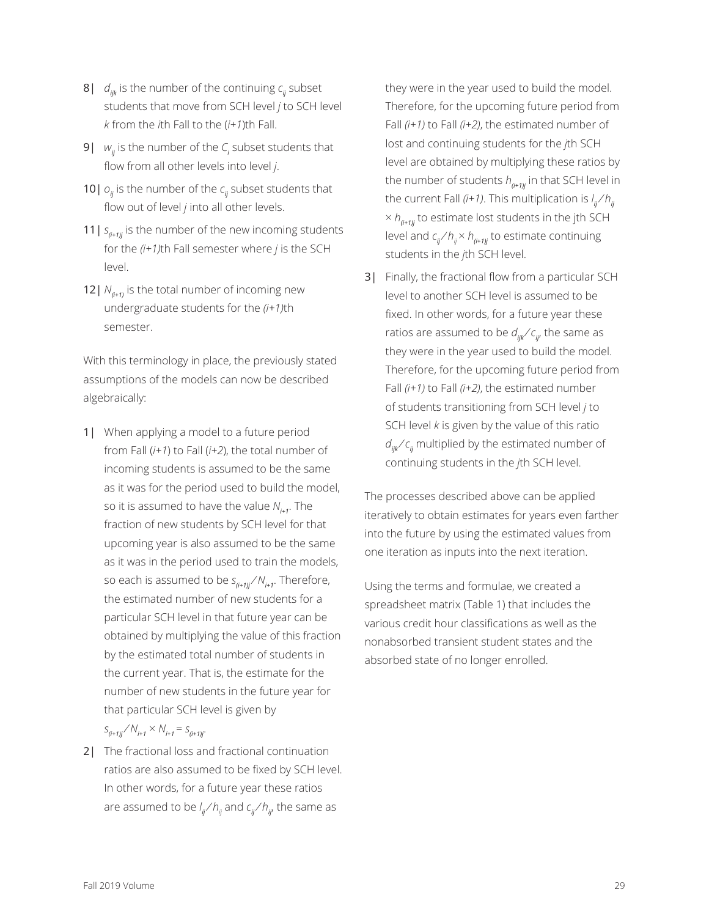8| $d_{ijk}$ is the number of the continuing $c_{ij}$ subset students that move from SCH level *j* to SCH level *k* from the *i*th Fall to the (*i+1*)th Fall.

9| $w_{ij}$ is the number of the $C_i$ subset students that flow from all other levels into level *j*.

10| $o_{ij}$ is the number of the $c_{ij}$ subset students that flow out of level *j* into all other levels.

11| $s_{(i+1)j}$ is the number of the new incoming students for the *(i+1)*th Fall semester where *j* is the SCH level.

12| $N_{(i+1)}$ is the total number of incoming new undergraduate students for the *(i+1)*th semester.

With this terminology in place, the previously stated assumptions of the models can now be described algebraically:

1| When applying a model to a future period from Fall (*i+1*) to Fall (*i+2*), the total number of incoming students is assumed to be the same as it was for the period used to build the model, so it is assumed to have the value $N_{i+1}$. The fraction of new students by SCH level for that upcoming year is also assumed to be the same as it was in the period used to train the models, so each is assumed to be $s_{(i+1)j} / N_{i+1}$. Therefore, the estimated number of new students for a particular SCH level in that future year can be obtained by multiplying the value of this fraction by the estimated total number of students in the current year. That is, the estimate for the number of new students in the future year for that particular SCH level is given by $s_{(i+1)j} / N_{i+1} \times N_{i+1} = s_{(i+1)j}$.

2| The fractional loss and fractional continuation ratios are also assumed to be fixed by SCH level. In other words, for a future year these ratios are assumed to be $l_{ij} / h_{ij}$ and $c_{ij} / h_{ij}$, the same as they were in the year used to build the model. Therefore, for the upcoming future period from Fall *(i+1)* to Fall *(i+2)*, the estimated number of lost and continuing students for the *j*th SCH level are obtained by multiplying these ratios by the number of students $h_{(i+1)j}$ in that SCH level in the current Fall *(i+1)*. This multiplication is $l_{ij} / h_{ij} \times h_{(i+1)j}$ to estimate lost students in the jth SCH level and $c_{ij} / h_{ij} \times h_{(i+1)j}$ to estimate continuing students in the *j*th SCH level.

3| Finally, the fractional flow from a particular SCH level to another SCH level is assumed to be fixed. In other words, for a future year these ratios are assumed to be $d_{ijk} / c_{ij}$, the same as they were in the year used to build the model. Therefore, for the upcoming future period from Fall *(i+1)* to Fall *(i+2)*, the estimated number of students transitioning from SCH level *j* to SCH level *k* is given by the value of this ratio $d_{ijk} / c_{ij}$ multiplied by the estimated number of continuing students in the *j*th SCH level.

The processes described above can be applied iteratively to obtain estimates for years even farther into the future by using the estimated values from one iteration as inputs into the next iteration.

Using the terms and formulae, we created a spreadsheet matrix (Table 1) that includes the various credit hour classifications as well as the nonabsorbed transient student states and the absorbed state of no longer enrolled.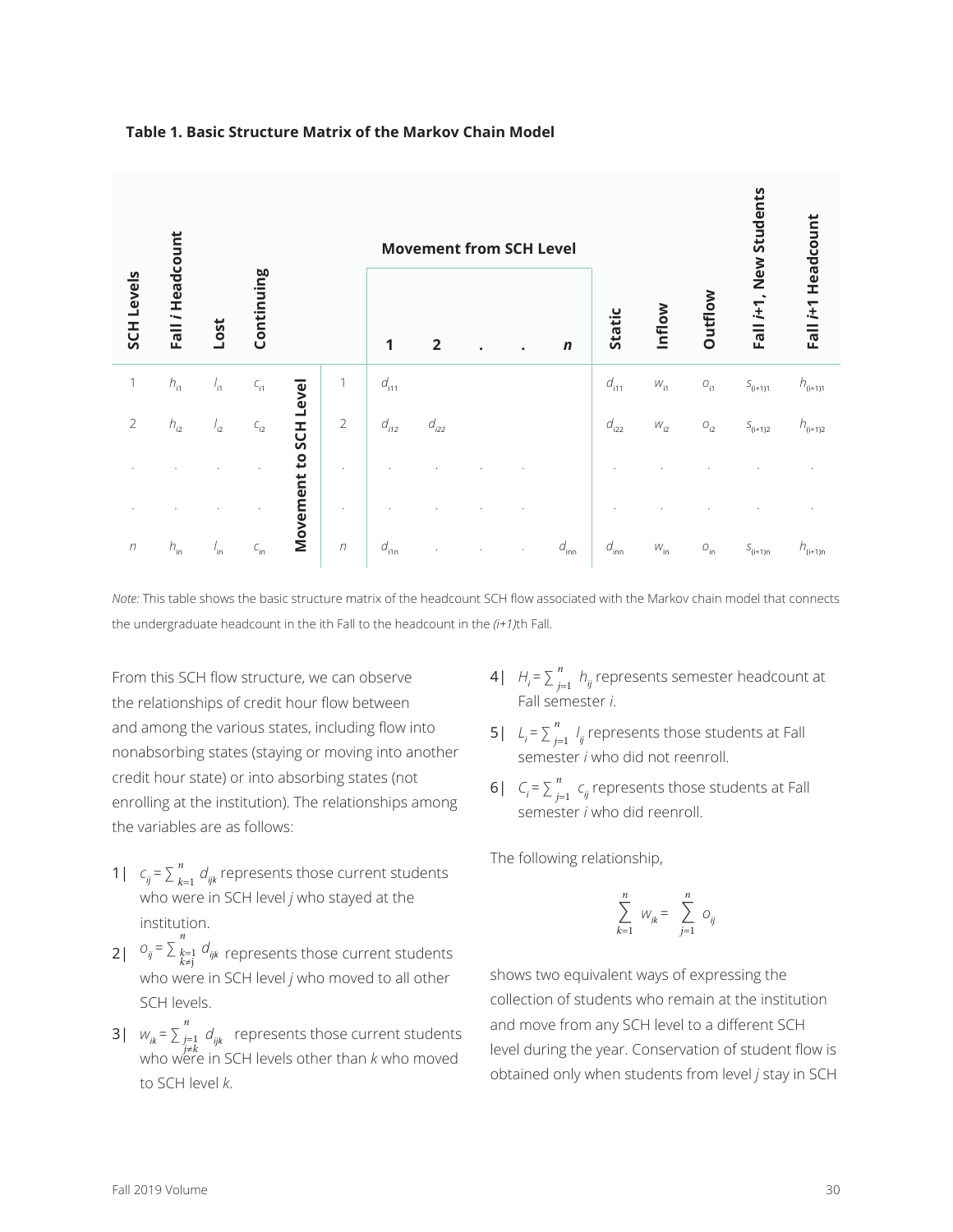**Table 1. Basic Structure Matrix of the Markov Chain Model**

| SCH Levels | Fall *i* Headcount | Lost | Continuing | | | Movement from SCH Level | | | | | Static | Inflow | Outflow | Fall *i*+1, New Students | Fall *i*+1 Headcount |
|---|---|---|---|---|---|---|---|---|---|---|---|---|---|---|---|
| | | | | | | 1 | 2 | . | . | *n* | | | | | |
| 1 | $h_{i1}$ | $l_{i1}$ | $c_{i1}$ | Movement to SCH Level | 1 | $d_{i11}$ | | | | | $d_{i11}$ | $w_{i1}$ | $o_{i1}$ | $s_{(i+1)1}$ | $h_{(i+1)1}$ |
| 2 | $h_{i2}$ | $l_{i2}$ | $c_{i2}$ | | 2 | $d_{i12}$ | $d_{i22}$ | | | | $d_{i22}$ | $w_{i2}$ | $o_{i2}$ | $s_{(i+1)2}$ | $h_{(i+1)2}$ |
| . | . | . | . | | . | . | . | . | . | | . | . | . | . | . |
| . | . | . | . | | . | . | . | . | . | | . | . | . | . | . |
| *n* | $h_{in}$ | $l_{in}$ | $c_{in}$ | | *n* | $d_{i1n}$ | . | . | . | $d_{inn}$ | $d_{inn}$ | $w_{in}$ | $o_{in}$ | $s_{(i+1)n}$ | $h_{(i+1)n}$ |

*Note:* This table shows the basic structure matrix of the headcount SCH flow associated with the Markov chain model that connects the undergraduate headcount in the ith Fall to the headcount in the *(i+1)*th Fall.

From this SCH flow structure, we can observe the relationships of credit hour flow between and among the various states, including flow into nonabsorbing states (staying or moving into another credit hour state) or into absorbing states (not enrolling at the institution). The relationships among the variables are as follows:

1| $c_{ij} = \sum_{k=1}^{n} d_{ijk}$ represents those current students who were in SCH level *j* who stayed at the institution.

2| $o_{ij} = \sum_{\substack{k=1 \\ k \neq j}}^{n} d_{ijk}$ represents those current students who were in SCH level *j* who moved to all other SCH levels.

3| $w_{ik} = \sum_{\substack{j=1 \\ j \neq k}}^{n} d_{ijk}$ represents those current students who were in SCH levels other than *k* who moved to SCH level *k*.

4| $H_i = \sum_{j=1}^{n} h_{ij}$ represents semester headcount at Fall semester *i*.

5| $L_i = \sum_{j=1}^{n} l_{ij}$ represents those students at Fall semester *i* who did not reenroll.

6| $C_i = \sum_{j=1}^{n} c_{ij}$ represents those students at Fall semester *i* who did reenroll.

The following relationship,

$$\sum_{k=1}^{n} w_{ik} = \sum_{j=1}^{n} o_{ij}$$

shows two equivalent ways of expressing the collection of students who remain at the institution and move from any SCH level to a different SCH level during the year. Conservation of student flow is obtained only when students from level *j* stay in SCH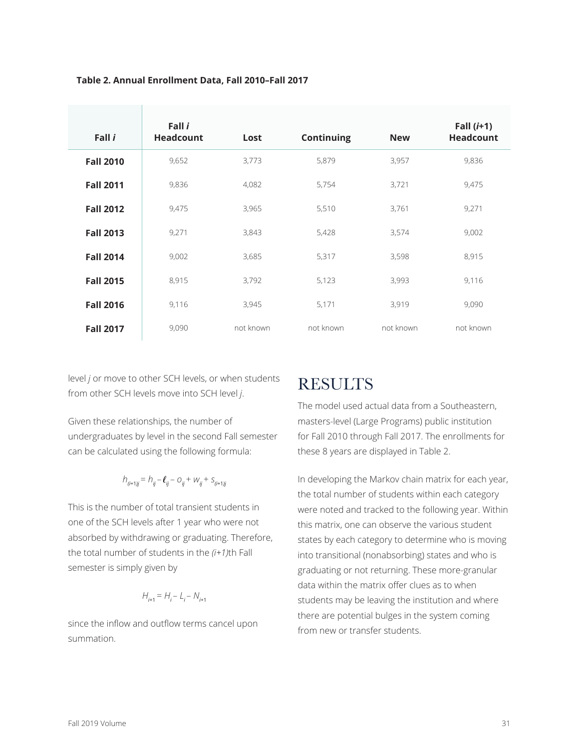**Table 2. Annual Enrollment Data, Fall 2010–Fall 2017**

| Fall *i* | Fall *i* Headcount | Lost | Continuing | New | Fall (*i*+1) Headcount |
|---|---|---|---|---|---|
| **Fall 2010** | 9,652 | 3,773 | 5,879 | 3,957 | 9,836 |
| **Fall 2011** | 9,836 | 4,082 | 5,754 | 3,721 | 9,475 |
| **Fall 2012** | 9,475 | 3,965 | 5,510 | 3,761 | 9,271 |
| **Fall 2013** | 9,271 | 3,843 | 5,428 | 3,574 | 9,002 |
| **Fall 2014** | 9,002 | 3,685 | 5,317 | 3,598 | 8,915 |
| **Fall 2015** | 8,915 | 3,792 | 5,123 | 3,993 | 9,116 |
| **Fall 2016** | 9,116 | 3,945 | 5,171 | 3,919 | 9,090 |
| **Fall 2017** | 9,090 | not known | not known | not known | not known |

level *j* or move to other SCH levels, or when students from other SCH levels move into SCH level *j*.

Given these relationships, the number of undergraduates by level in the second Fall semester can be calculated using the following formula:

$$h_{(i+1)j} = h_{ij} - \ell_{ij} - o_{ij} + w_{ij} + s_{(i+1)j}$$

This is the number of total transient students in one of the SCH levels after 1 year who were not absorbed by withdrawing or graduating. Therefore, the total number of students in the *(i+1)*th Fall semester is simply given by

$$H_{i+1} = H_i - L_i - N_{i+1}$$

since the inflow and outflow terms cancel upon summation.

# RESULTS

The model used actual data from a Southeastern, masters-level (Large Programs) public institution for Fall 2010 through Fall 2017. The enrollments for these 8 years are displayed in Table 2.

In developing the Markov chain matrix for each year, the total number of students within each category were noted and tracked to the following year. Within this matrix, one can observe the various student states by each category to determine who is moving into transitional (nonabsorbing) states and who is graduating or not returning. These more-granular data within the matrix offer clues as to when students may be leaving the institution and where there are potential bulges in the system coming from new or transfer students.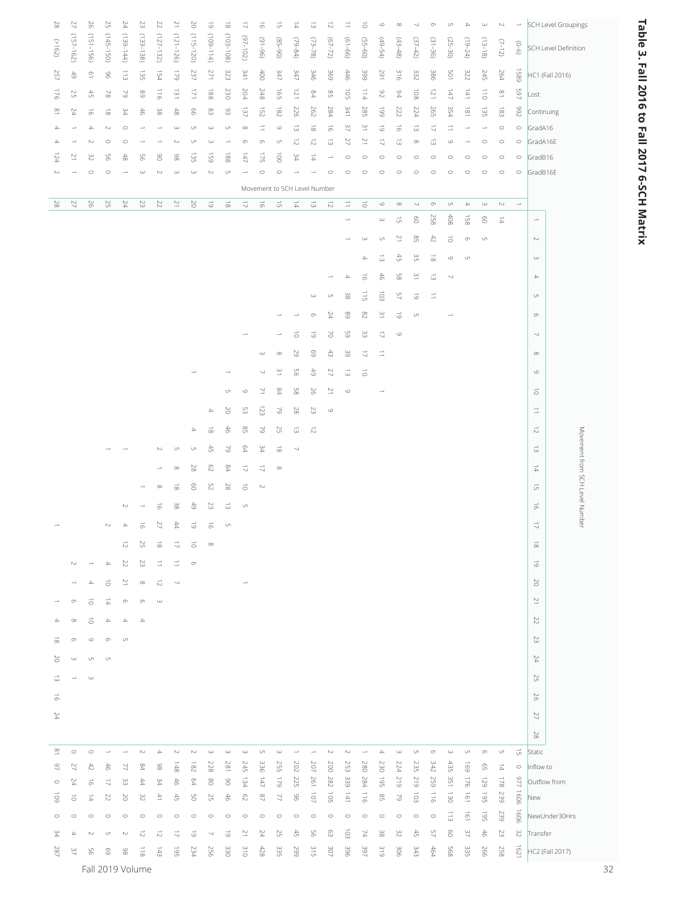# Table 3. Fall 2016 to Fall 2017 6-SCH Matrix

| SCH Level Groupings | SCH Level Definition | HC1 (Fall 2016) | Lost | Continuing | GradA16 | GradA16E | GradB16 | GradB16E | Movement to SCH Level Number | Movement from SCH Level Number | | | | | | | | | | | | | | | | | | | | | | | | | | | | Static | Inflow to | Outflow from | New | NewUnder30Hrs | Transfer | HC2 (Fall 2017) |
|---|---|---|---|---|---|---|---|---|---|---|---|---|---|---|---|---|---|---|---|---|---|---|---|---|---|---|---|---|---|---|---|---|---|---|---|---|---|---|---|---|---|---|---|---|
| | | | | | | | | | | 1 | 2 | 3 | 4 | 5 | 6 | 7 | 8 | 9 | 10 | 11 | 12 | 13 | 14 | 15 | 16 | 17 | 18 | 19 | 20 | 21 | 22 | 23 | 24 | 25 | 26 | 27 | 28 | | | | | | | |
| 1 | (0-6) | 1589 | 597 | 992 | 0 | 0 | 0 | 0 | 1 | | | | | | | | | | | | | | | | | | | | | | | | | | | | | 15 | 0 | 977 | 1606 | 1606 | 32 | 1621 |
| 2 | (7-12) | 264 | 81 | 183 | 0 | 0 | 0 | 0 | 2 | 14 | | | | | | | | | | | | | | | | | | | | | | | | | | | | 5 | 14 | 178 | 239 | 239 | 23 | 258 |
| 3 | (13-18) | 245 | 110 | 135 | 1 | 0 | 0 | 0 | 3 | 60 | 5 | | | | | | | | | | | | | | | | | | | | | | | | | | | 6 | 65 | 129 | 195 | 195 | 46 | 266 |
| 4 | (19-24) | 322 | 141 | 181 | 1 | 1 | 0 | 0 | 4 | 158 | 6 | 5 | | | | | | | | | | | | | | | | | | | | | | | | | | 5 | 169 | 176 | 161 | 161 | 37 | 335 |
| 5 | (25-30) | 501 | 147 | 354 | 11 | 9 | 0 | 0 | 5 | 408 | 10 | 9 | 7 | | 1 | | | | | | | | | | | | | | | | | | | | | | | 3 | 435 | 351 | 130 | 113 | 60 | 568 |
| 6 | (31-36) | 386 | 121 | 265 | 17 | 13 | 0 | 0 | 6 | 258 | 42 | 18 | 13 | 11 | | | | | | | | | | | | | | | | | | | | | | | | 6 | 342 | 259 | 116 | 0 | 57 | 464 |
| 7 | (37-42) | 332 | 108 | 224 | 13 | 8 | 0 | 0 | 7 | 60 | 85 | 35 | 31 | 19 | 5 | | | | | | | | | | | | | | | | | | | | | | | 5 | 235 | 219 | 103 | 0 | 45 | 343 |
| 8 | (43-48) | 316 | 94 | 222 | 16 | 13 | 0 | 0 | 8 | 15 | 21 | 45 | 58 | 57 | 19 | 9 | | | | | | | | | | | | | | | | | | | | | | 3 | 224 | 219 | 79 | 0 | 32 | 306 |
| 9 | (49-54) | 291 | 92 | 199 | 19 | 17 | 0 | 0 | 9 | 3 | 5 | 13 | 46 | 103 | 31 | 17 | 11 | | 1 | | | | | | | | | | | | | | | | | | | 4 | 230 | 195 | 85 | 0 | 38 | 319 |
| 10 | (55-60) | 399 | 114 | 285 | 31 | 21 | 0 | 0 | 10 | | 3 | 4 | 16 | 115 | 82 | 33 | 17 | 10 | | | | | | | | | | | | | | | | | | | | 1 | 280 | 284 | 116 | 0 | 74 | 397 |
| 11 | (61-66) | 446 | 105 | 341 | 37 | 27 | 0 | 0 | 11 | 1 | 1 | | 4 | 38 | 89 | 59 | 39 | 13 | 9 | | | | | | | | | | | | | | | | | | | 2 | 253 | 339 | 141 | 0 | 103 | 396 |
| 12 | (67-72) | 369 | 85 | 284 | 16 | 13 | 1 | 0 | 12 | | | | 1 | 5 | 24 | 70 | 43 | 27 | 21 | 9 | | | | | | | | | | | | | | | | | | 2 | 200 | 282 | 105 | 0 | 63 | 307 |
| 13 | (73-78) | 346 | 84 | 262 | 18 | 12 | 14 | 1 | 13 | | | | | 3 | 6 | 19 | 69 | 49 | 26 | 23 | 12 | | | | | | | | | | | | | | | | | 1 | 207 | 261 | 107 | 0 | 56 | 315 |
| 14 | (79-84) | 347 | 121 | 226 | 13 | 12 | 34 | 1 | 14 | | | | | | 1 | 10 | 29 | 56 | 58 | 28 | 13 | 7 | | | | | | | | | | | | | | | | 1 | 202 | 225 | 96 | 0 | 45 | 299 |
| 15 | (85-90) | 347 | 165 | 182 | 9 | 5 | 100 | 0 | 15 | | | | | | 1 | 1 | 8 | 31 | 84 | 79 | 25 | 18 | 8 | | | | | | | | | | | | | | | 3 | 255 | 179 | 77 | 0 | 25 | 335 |
| 16 | (91-96) | 400 | 248 | 152 | 11 | 6 | 175 | 0 | 16 | | | | | | | | 3 | 7 | 71 | 123 | 79 | 34 | 17 | 2 | | | | | | | | | | | | | | 5 | 336 | 147 | 87 | 0 | 24 | 428 |
| 17 | (97-102) | 341 | 204 | 137 | 8 | 6 | 147 | 1 | 17 | | | | | | | 1 | | | 9 | 53 | 85 | 64 | 17 | 10 | 5 | | | | 1 | | | | | | | | | 3 | 245 | 134 | 62 | 0 | 21 | 310 |
| 18 | (103-108) | 323 | 230 | 93 | 5 | 1 | 188 | 5 | 18 | | | | | | | | | 1 | 5 | 20 | 46 | 79 | 84 | 28 | 13 | 5 | | | | | | | | | | | | 3 | 281 | 90 | 46 | 0 | 19 | 330 |
| 19 | (109-114) | 271 | 188 | 83 | 3 | 3 | 159 | 2 | 19 | | | | | | | | | | | 4 | 18 | 45 | 62 | 52 | 23 | 16 | 8 | | | | | | | | | | | 3 | 228 | 80 | 25 | 0 | 7 | 256 |
| 20 | (115-120) | 237 | 171 | 66 | 5 | 5 | 135 | 3 | 20 | | | | | | | | | 1 | | | 4 | 5 | 28 | 60 | 49 | 19 | 10 | 6 | | | | | | | | | | 2 | 182 | 64 | 50 | 0 | 19 | 234 |
| 21 | (121-126) | 179 | 131 | 48 | 3 | 2 | 98 | 3 | 21 | | | | | | | | | | | | | 5 | 8 | 18 | 38 | 44 | 17 | 11 | 7 | | | | | | | | | 2 | 148 | 46 | 45 | 0 | 17 | 195 |
| 22 | (127-132) | 154 | 116 | 38 | 1 | 1 | 90 | 2 | 22 | | | | | | | | | | | | | 2 | 1 | 8 | 16 | 27 | 18 | 11 | 12 | 3 | | | | | | | | 4 | 98 | 34 | 41 | 0 | 12 | 143 |
| 23 | (133-138) | 135 | 89 | 46 | 1 | 1 | 56 | 3 | 23 | | | | | | | | | | | | | | | 1 | 1 | 16 | 25 | 23 | 8 | 6 | 4 | | | | | | | 2 | 84 | 44 | 32 | 0 | 12 | 118 |
| 24 | (139-144) | 113 | 79 | 34 | 0 | 0 | 48 | 1 | 24 | | | | | | | | | | | | | 1 | | | 2 | 4 | 12 | 22 | 21 | 6 | 4 | 5 | | | | | | 1 | 77 | 33 | 20 | 0 | 2 | 98 |
| 25 | (145-150) | 96 | 78 | 18 | 2 | 0 | 56 | 0 | 25 | | | | | | | | | | | | | 1 | | | | 2 | | 4 | 10 | 14 | 4 | 6 | 5 | | | | | 1 | 46 | 17 | 22 | 0 | 5 | 69 |
| 26 | (151-156) | 61 | 45 | 16 | 4 | 2 | 32 | 0 | 26 | | | | | | | | | | | | | | | | | | | 1 | 4 | 10 | 10 | 9 | 5 | 3 | | | | 0 | 42 | 16 | 14 | 0 | 2 | 56 |
| 27 | (157-162) | 49 | 25 | 24 | 1 | 1 | 21 | 1 | 27 | | | | | | | | | | | | | | | | | | | 2 | 1 | 6 | 8 | 6 | 3 | 1 | | | | 0 | 27 | 24 | 10 | 0 | 4 | 37 |
| 28 | (>162) | 257 | 176 | 81 | 4 | 4 | 124 | 2 | 28 | | | | | | | | | | | | | | | | | 1 | | | | 1 | 4 | 18 | 20 | 13 | 16 | 24 | | 81 | 97 | 0 | 109 | 0 | 34 | 287 |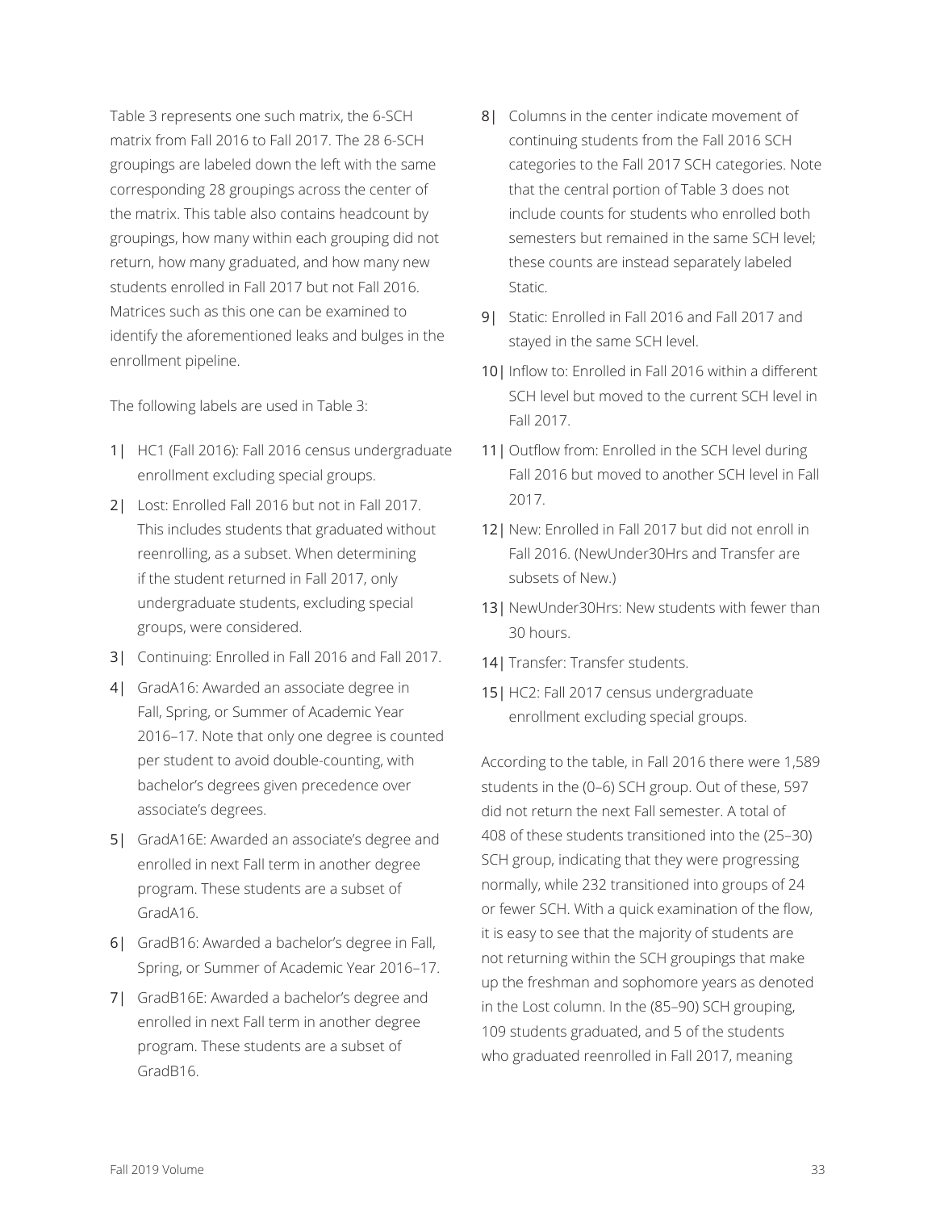Table 3 represents one such matrix, the 6-SCH matrix from Fall 2016 to Fall 2017. The 28 6-SCH groupings are labeled down the left with the same corresponding 28 groupings across the center of the matrix. This table also contains headcount by groupings, how many within each grouping did not return, how many graduated, and how many new students enrolled in Fall 2017 but not Fall 2016. Matrices such as this one can be examined to identify the aforementioned leaks and bulges in the enrollment pipeline.

The following labels are used in Table 3:

1| HC1 (Fall 2016): Fall 2016 census undergraduate enrollment excluding special groups.

2| Lost: Enrolled Fall 2016 but not in Fall 2017. This includes students that graduated without reenrolling, as a subset. When determining if the student returned in Fall 2017, only undergraduate students, excluding special groups, were considered.

3| Continuing: Enrolled in Fall 2016 and Fall 2017.

4| GradA16: Awarded an associate degree in Fall, Spring, or Summer of Academic Year 2016–17. Note that only one degree is counted per student to avoid double-counting, with bachelor's degrees given precedence over associate's degrees.

5| GradA16E: Awarded an associate's degree and enrolled in next Fall term in another degree program. These students are a subset of GradA16.

6| GradB16: Awarded a bachelor's degree in Fall, Spring, or Summer of Academic Year 2016–17.

7| GradB16E: Awarded a bachelor's degree and enrolled in next Fall term in another degree program. These students are a subset of GradB16.

8| Columns in the center indicate movement of continuing students from the Fall 2016 SCH categories to the Fall 2017 SCH categories. Note that the central portion of Table 3 does not include counts for students who enrolled both semesters but remained in the same SCH level; these counts are instead separately labeled Static.

9| Static: Enrolled in Fall 2016 and Fall 2017 and stayed in the same SCH level.

10| Inflow to: Enrolled in Fall 2016 within a different SCH level but moved to the current SCH level in Fall 2017.

11| Outflow from: Enrolled in the SCH level during Fall 2016 but moved to another SCH level in Fall 2017.

12| New: Enrolled in Fall 2017 but did not enroll in Fall 2016. (NewUnder30Hrs and Transfer are subsets of New.)

13| NewUnder30Hrs: New students with fewer than 30 hours.

14| Transfer: Transfer students.

15| HC2: Fall 2017 census undergraduate enrollment excluding special groups.

According to the table, in Fall 2016 there were 1,589 students in the (0–6) SCH group. Out of these, 597 did not return the next Fall semester. A total of 408 of these students transitioned into the (25–30) SCH group, indicating that they were progressing normally, while 232 transitioned into groups of 24 or fewer SCH. With a quick examination of the flow, it is easy to see that the majority of students are not returning within the SCH groupings that make up the freshman and sophomore years as denoted in the Lost column. In the (85–90) SCH grouping, 109 students graduated, and 5 of the students who graduated reenrolled in Fall 2017, meaning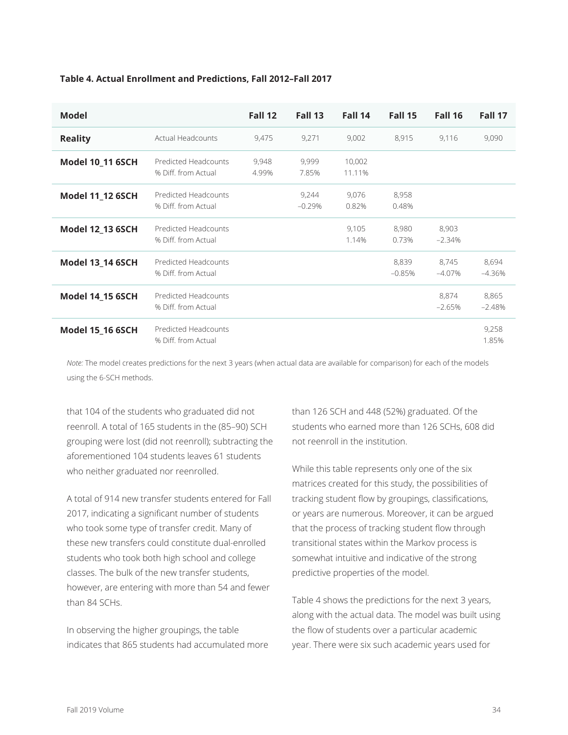**Table 4. Actual Enrollment and Predictions, Fall 2012–Fall 2017**

| Model | | Fall 12 | Fall 13 | Fall 14 | Fall 15 | Fall 16 | Fall 17 |
|---|---|---|---|---|---|---|---|
| **Reality** | Actual Headcounts | 9,475 | 9,271 | 9,002 | 8,915 | 9,116 | 9,090 |
| **Model 10_11 6SCH** | Predicted Headcounts | 9,948 | 9,999 | 10,002 | | | |
| | % Diff. from Actual | 4.99% | 7.85% | 11.11% | | | |
| **Model 11_12 6SCH** | Predicted Headcounts | | 9,244 | 9,076 | 8,958 | | |
| | % Diff. from Actual | | −0.29% | 0.82% | 0.48% | | |
| **Model 12_13 6SCH** | Predicted Headcounts | | | 9,105 | 8,980 | 8,903 | |
| | % Diff. from Actual | | | 1.14% | 0.73% | −2.34% | |
| **Model 13_14 6SCH** | Predicted Headcounts | | | | 8,839 | 8,745 | 8,694 |
| | % Diff. from Actual | | | | −0.85% | −4.07% | −4.36% |
| **Model 14_15 6SCH** | Predicted Headcounts | | | | | 8,874 | 8,865 |
| | % Diff. from Actual | | | | | −2.65% | −2.48% |
| **Model 15_16 6SCH** | Predicted Headcounts | | | | | | 9,258 |
| | % Diff. from Actual | | | | | | 1.85% |

*Note:* The model creates predictions for the next 3 years (when actual data are available for comparison) for each of the models using the 6-SCH methods.

that 104 of the students who graduated did not reenroll. A total of 165 students in the (85–90) SCH grouping were lost (did not reenroll); subtracting the aforementioned 104 students leaves 61 students who neither graduated nor reenrolled.

A total of 914 new transfer students entered for Fall 2017, indicating a significant number of students who took some type of transfer credit. Many of these new transfers could constitute dual-enrolled students who took both high school and college classes. The bulk of the new transfer students, however, are entering with more than 54 and fewer than 84 SCHs.

In observing the higher groupings, the table indicates that 865 students had accumulated more than 126 SCH and 448 (52%) graduated. Of the students who earned more than 126 SCHs, 608 did not reenroll in the institution.

While this table represents only one of the six matrices created for this study, the possibilities of tracking student flow by groupings, classifications, or years are numerous. Moreover, it can be argued that the process of tracking student flow through transitional states within the Markov process is somewhat intuitive and indicative of the strong predictive properties of the model.

Table 4 shows the predictions for the next 3 years, along with the actual data. The model was built using the flow of students over a particular academic year. There were six such academic years used for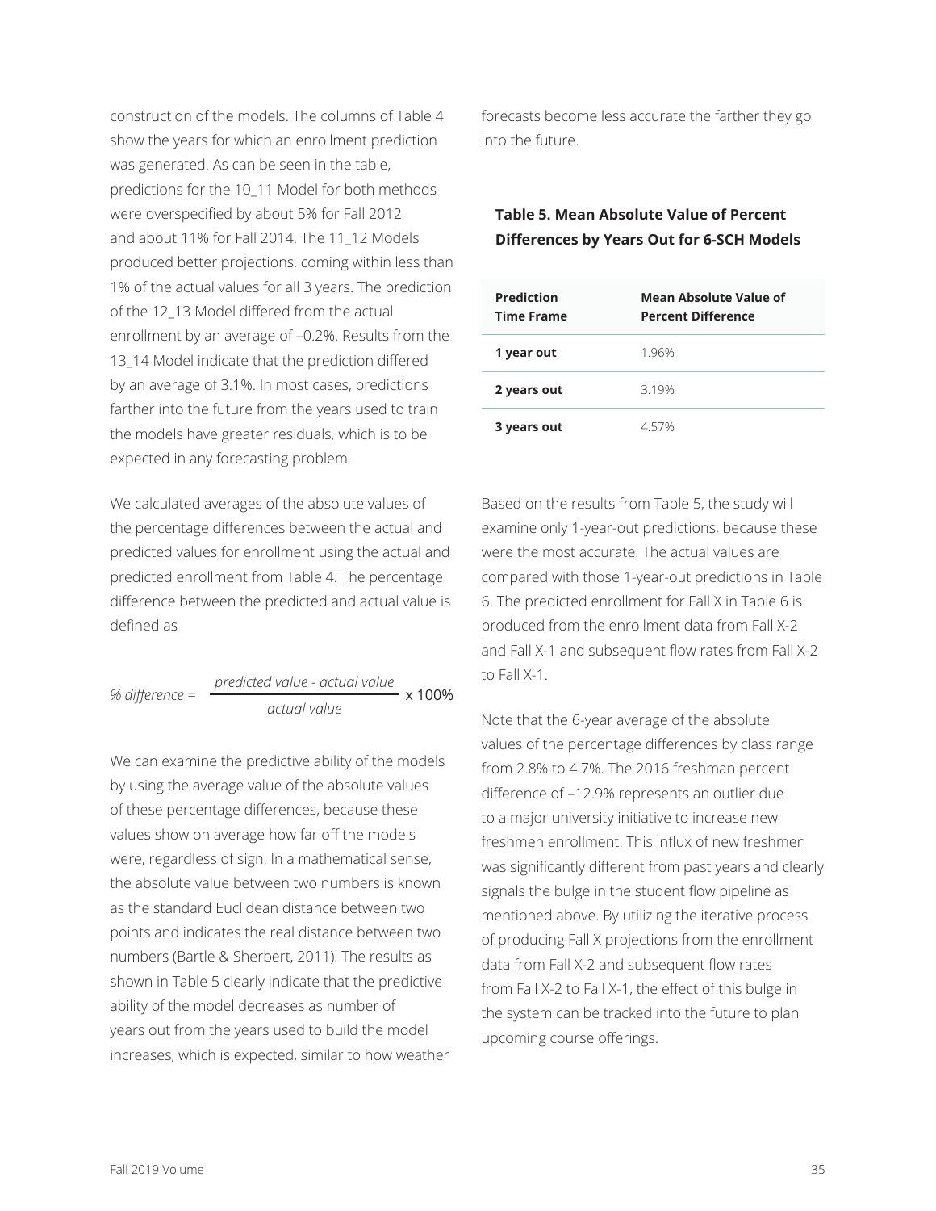construction of the models. The columns of Table 4 show the years for which an enrollment prediction was generated. As can be seen in the table, predictions for the 10_11 Model for both methods were overspecified by about 5% for Fall 2012 and about 11% for Fall 2014. The 11_12 Models produced better projections, coming within less than 1% of the actual values for all 3 years. The prediction of the 12_13 Model differed from the actual enrollment by an average of –0.2%. Results from the 13_14 Model indicate that the prediction differed by an average of 3.1%. In most cases, predictions farther into the future from the years used to train the models have greater residuals, which is to be expected in any forecasting problem.

We calculated averages of the absolute values of the percentage differences between the actual and predicted values for enrollment using the actual and predicted enrollment from Table 4. The percentage difference between the predicted and actual value is defined as

$$\% \text{ difference} = \frac{\text{predicted value - actual value}}{\text{actual value}} \times 100\%$$

We can examine the predictive ability of the models by using the average value of the absolute values of these percentage differences, because these values show on average how far off the models were, regardless of sign. In a mathematical sense, the absolute value between two numbers is known as the standard Euclidean distance between two points and indicates the real distance between two numbers (Bartle & Sherbert, 2011). The results as shown in Table 5 clearly indicate that the predictive ability of the model decreases as number of years out from the years used to build the model increases, which is expected, similar to how weather forecasts become less accurate the farther they go into the future.

**Table 5. Mean Absolute Value of Percent Differences by Years Out for 6-SCH Models**

| Prediction Time Frame | Mean Absolute Value of Percent Difference |
|---|---|
| **1 year out** | 1.96% |
| **2 years out** | 3.19% |
| **3 years out** | 4.57% |

Based on the results from Table 5, the study will examine only 1-year-out predictions, because these were the most accurate. The actual values are compared with those 1-year-out predictions in Table 6. The predicted enrollment for Fall X in Table 6 is produced from the enrollment data from Fall X-2 and Fall X-1 and subsequent flow rates from Fall X-2 to Fall X-1.

Note that the 6-year average of the absolute values of the percentage differences by class range from 2.8% to 4.7%. The 2016 freshman percent difference of –12.9% represents an outlier due to a major university initiative to increase new freshmen enrollment. This influx of new freshmen was significantly different from past years and clearly signals the bulge in the student flow pipeline as mentioned above. By utilizing the iterative process of producing Fall X projections from the enrollment data from Fall X-2 and subsequent flow rates from Fall X-2 to Fall X-1, the effect of this bulge in the system can be tracked into the future to plan upcoming course offerings.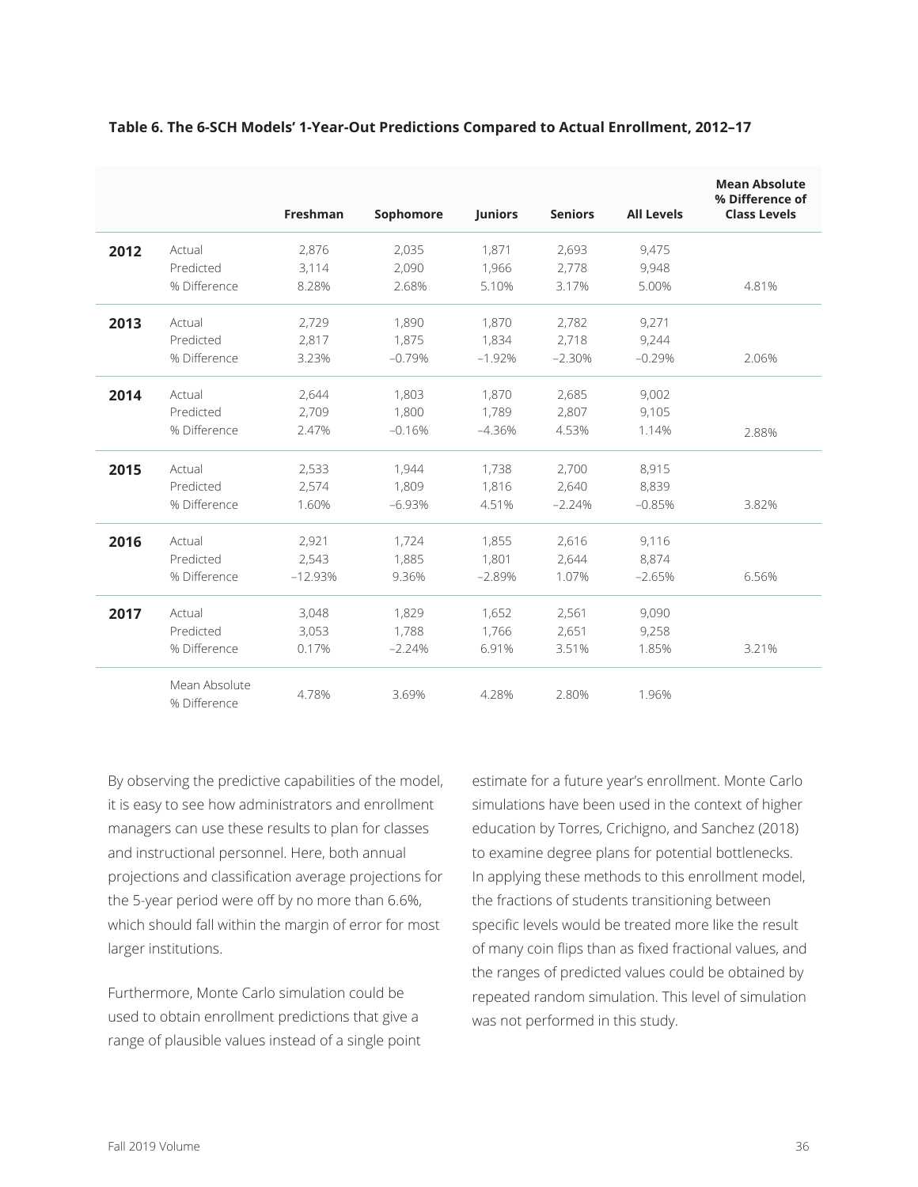**Table 6. The 6-SCH Models' 1-Year-Out Predictions Compared to Actual Enrollment, 2012–17**

| | | Freshman | Sophomore | Juniors | Seniors | All Levels | Mean Absolute % Difference of Class Levels |
|---|---|---|---|---|---|---|---|
| **2012** | Actual | 2,876 | 2,035 | 1,871 | 2,693 | 9,475 | |
| | Predicted | 3,114 | 2,090 | 1,966 | 2,778 | 9,948 | |
| | % Difference | 8.28% | 2.68% | 5.10% | 3.17% | 5.00% | 4.81% |
| **2013** | Actual | 2,729 | 1,890 | 1,870 | 2,782 | 9,271 | |
| | Predicted | 2,817 | 1,875 | 1,834 | 2,718 | 9,244 | |
| | % Difference | 3.23% | −0.79% | −1.92% | −2.30% | −0.29% | 2.06% |
| **2014** | Actual | 2,644 | 1,803 | 1,870 | 2,685 | 9,002 | |
| | Predicted | 2,709 | 1,800 | 1,789 | 2,807 | 9,105 | |
| | % Difference | 2.47% | −0.16% | −4.36% | 4.53% | 1.14% | 2.88% |
| **2015** | Actual | 2,533 | 1,944 | 1,738 | 2,700 | 8,915 | |
| | Predicted | 2,574 | 1,809 | 1,816 | 2,640 | 8,839 | |
| | % Difference | 1.60% | −6.93% | 4.51% | −2.24% | −0.85% | 3.82% |
| **2016** | Actual | 2,921 | 1,724 | 1,855 | 2,616 | 9,116 | |
| | Predicted | 2,543 | 1,885 | 1,801 | 2,644 | 8,874 | |
| | % Difference | −12.93% | 9.36% | −2.89% | 1.07% | −2.65% | 6.56% |
| **2017** | Actual | 3,048 | 1,829 | 1,652 | 2,561 | 9,090 | |
| | Predicted | 3,053 | 1,788 | 1,766 | 2,651 | 9,258 | |
| | % Difference | 0.17% | −2.24% | 6.91% | 3.51% | 1.85% | 3.21% |
| | Mean Absolute % Difference | 4.78% | 3.69% | 4.28% | 2.80% | 1.96% | |

By observing the predictive capabilities of the model, it is easy to see how administrators and enrollment managers can use these results to plan for classes and instructional personnel. Here, both annual projections and classification average projections for the 5-year period were off by no more than 6.6%, which should fall within the margin of error for most larger institutions.

Furthermore, Monte Carlo simulation could be used to obtain enrollment predictions that give a range of plausible values instead of a single point estimate for a future year's enrollment. Monte Carlo simulations have been used in the context of higher education by Torres, Crichigno, and Sanchez (2018) to examine degree plans for potential bottlenecks. In applying these methods to this enrollment model, the fractions of students transitioning between specific levels would be treated more like the result of many coin flips than as fixed fractional values, and the ranges of predicted values could be obtained by repeated random simulation. This level of simulation was not performed in this study.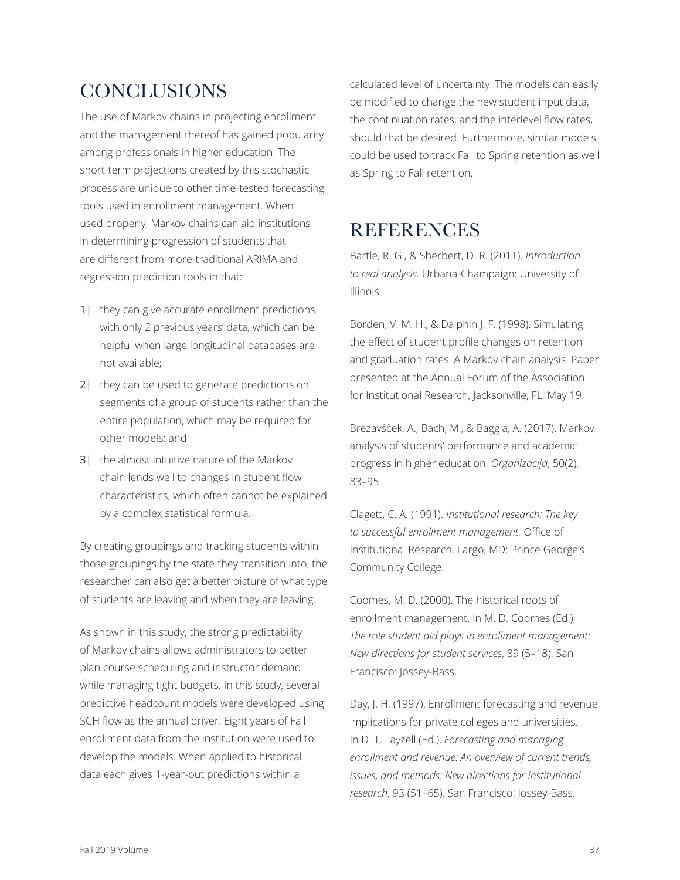## CONCLUSIONS

The use of Markov chains in projecting enrollment and the management thereof has gained popularity among professionals in higher education. The short-term projections created by this stochastic process are unique to other time-tested forecasting tools used in enrollment management. When used properly, Markov chains can aid institutions in determining progression of students that are different from more-traditional ARIMA and regression prediction tools in that:

1| they can give accurate enrollment predictions with only 2 previous years' data, which can be helpful when large longitudinal databases are not available;

2| they can be used to generate predictions on segments of a group of students rather than the entire population, which may be required for other models; and

3| the almost intuitive nature of the Markov chain lends well to changes in student flow characteristics, which often cannot be explained by a complex statistical formula.

By creating groupings and tracking students within those groupings by the state they transition into, the researcher can also get a better picture of what type of students are leaving and when they are leaving.

As shown in this study, the strong predictability of Markov chains allows administrators to better plan course scheduling and instructor demand while managing tight budgets. In this study, several predictive headcount models were developed using SCH flow as the annual driver. Eight years of Fall enrollment data from the institution were used to develop the models. When applied to historical data each gives 1-year-out predictions within a calculated level of uncertainty. The models can easily be modified to change the new student input data, the continuation rates, and the interlevel flow rates, should that be desired. Furthermore, similar models could be used to track Fall to Spring retention as well as Spring to Fall retention.

## REFERENCES

Bartle, R. G., & Sherbert, D. R. (2011). *Introduction to real analysis.* Urbana-Champaign: University of Illinois.

Borden, V. M. H., & Dalphin J. F. (1998). Simulating the effect of student profile changes on retention and graduation rates: A Markov chain analysis. Paper presented at the Annual Forum of the Association for Institutional Research, Jacksonville, FL, May 19.

Brezavšček, A., Bach, M., & Baggia, A. (2017). Markov analysis of students' performance and academic progress in higher education. *Organizacija*, 50(2), 83–95.

Clagett, C. A. (1991). *Institutional research: The key to successful enrollment management.* Office of Institutional Research. Largo, MD: Prince George's Community College.

Coomes, M. D. (2000). The historical roots of enrollment management. In M. D. Coomes (Ed.), *The role student aid plays in enrollment management: New directions for student services*, 89 (5–18). San Francisco: Jossey-Bass.

Day, J. H. (1997). Enrollment forecasting and revenue implications for private colleges and universities. In D. T. Layzell (Ed.), *Forecasting and managing enrollment and revenue: An overview of current trends, issues, and methods: New directions for institutional research*, 93 (51–65). San Francisco: Jossey-Bass.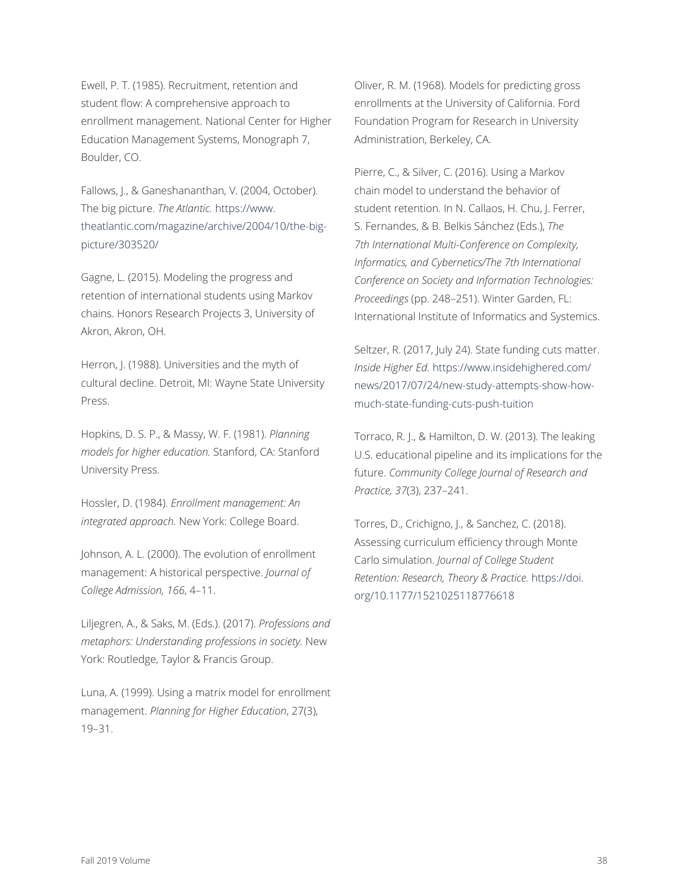Ewell, P. T. (1985). Recruitment, retention and student flow: A comprehensive approach to enrollment management. National Center for Higher Education Management Systems, Monograph 7, Boulder, CO.

Fallows, J., & Ganeshananthan, V. (2004, October). The big picture. *The Atlantic.* https://www.theatlantic.com/magazine/archive/2004/10/the-big-picture/303520/

Gagne, L. (2015). Modeling the progress and retention of international students using Markov chains. Honors Research Projects 3, University of Akron, Akron, OH.

Herron, J. (1988). Universities and the myth of cultural decline. Detroit, MI: Wayne State University Press.

Hopkins, D. S. P., & Massy, W. F. (1981). *Planning models for higher education.* Stanford, CA: Stanford University Press.

Hossler, D. (1984). *Enrollment management: An integrated approach.* New York: College Board.

Johnson, A. L. (2000). The evolution of enrollment management: A historical perspective. *Journal of College Admission, 166*, 4–11.

Liljegren, A., & Saks, M. (Eds.). (2017). *Professions and metaphors: Understanding professions in society.* New York: Routledge, Taylor & Francis Group.

Luna, A. (1999). Using a matrix model for enrollment management. *Planning for Higher Education*, 27(3), 19–31.

Oliver, R. M. (1968). Models for predicting gross enrollments at the University of California. Ford Foundation Program for Research in University Administration, Berkeley, CA.

Pierre, C., & Silver, C. (2016). Using a Markov chain model to understand the behavior of student retention. In N. Callaos, H. Chu, J. Ferrer, S. Fernandes, & B. Belkis Sánchez (Eds.), *The 7th International Multi-Conference on Complexity, Informatics, and Cybernetics/The 7th International Conference on Society and Information Technologies: Proceedings* (pp. 248–251). Winter Garden, FL: International Institute of Informatics and Systemics.

Seltzer, R. (2017, July 24). State funding cuts matter. *Inside Higher Ed.* https://www.insidehighered.com/news/2017/07/24/new-study-attempts-show-how-much-state-funding-cuts-push-tuition

Torraco, R. J., & Hamilton, D. W. (2013). The leaking U.S. educational pipeline and its implications for the future. *Community College Journal of Research and Practice, 37*(3), 237–241.

Torres, D., Crichigno, J., & Sanchez, C. (2018). Assessing curriculum efficiency through Monte Carlo simulation. *Journal of College Student Retention: Research, Theory & Practice.* https://doi.org/10.1177/1521025118776618